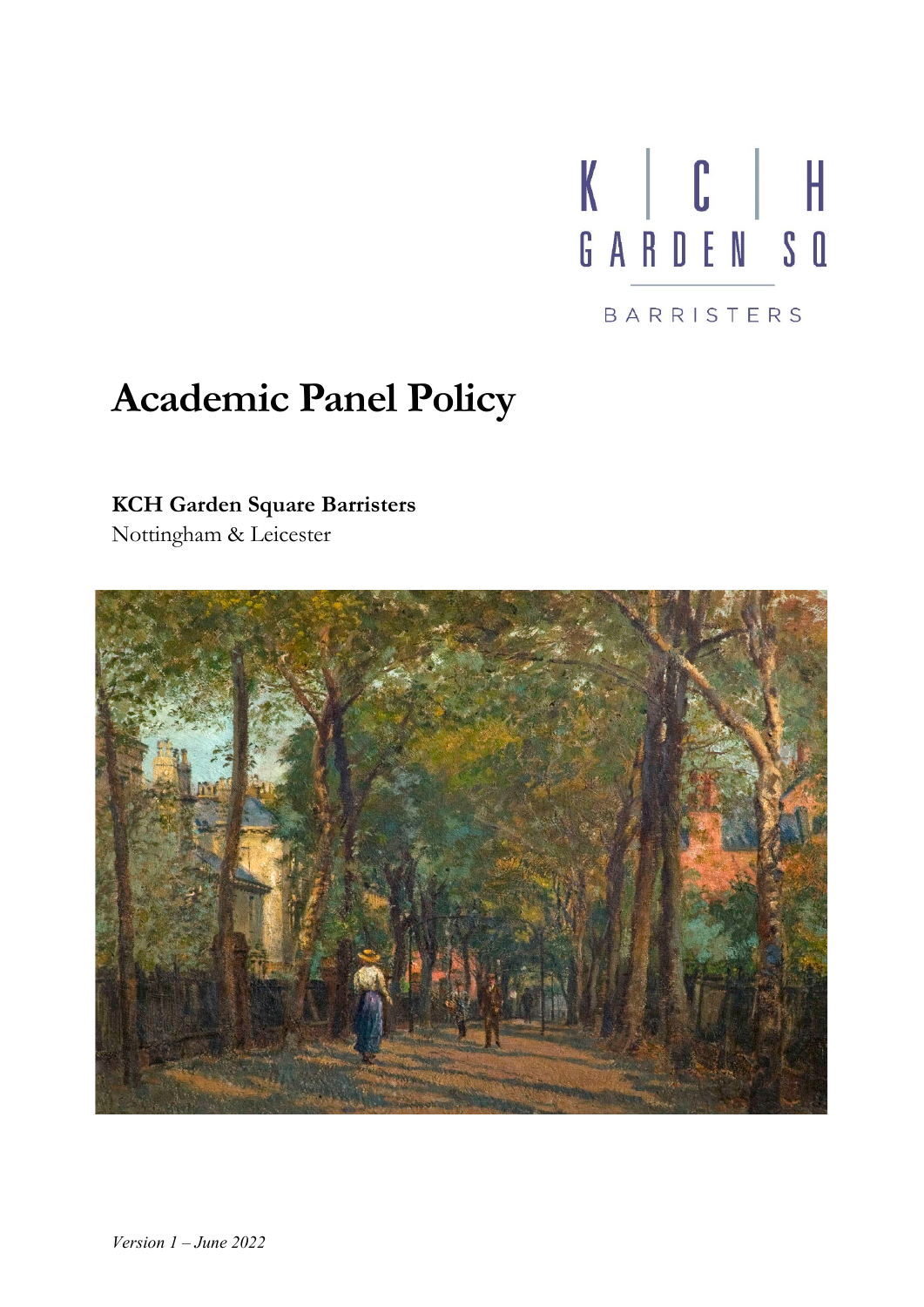K | C | H

GARDEN SQ

BARRISTERS

# Academic Panel Policy

**KCH Garden Square Barristers**
Nottingham & Leicester

*Version 1 – June 2022*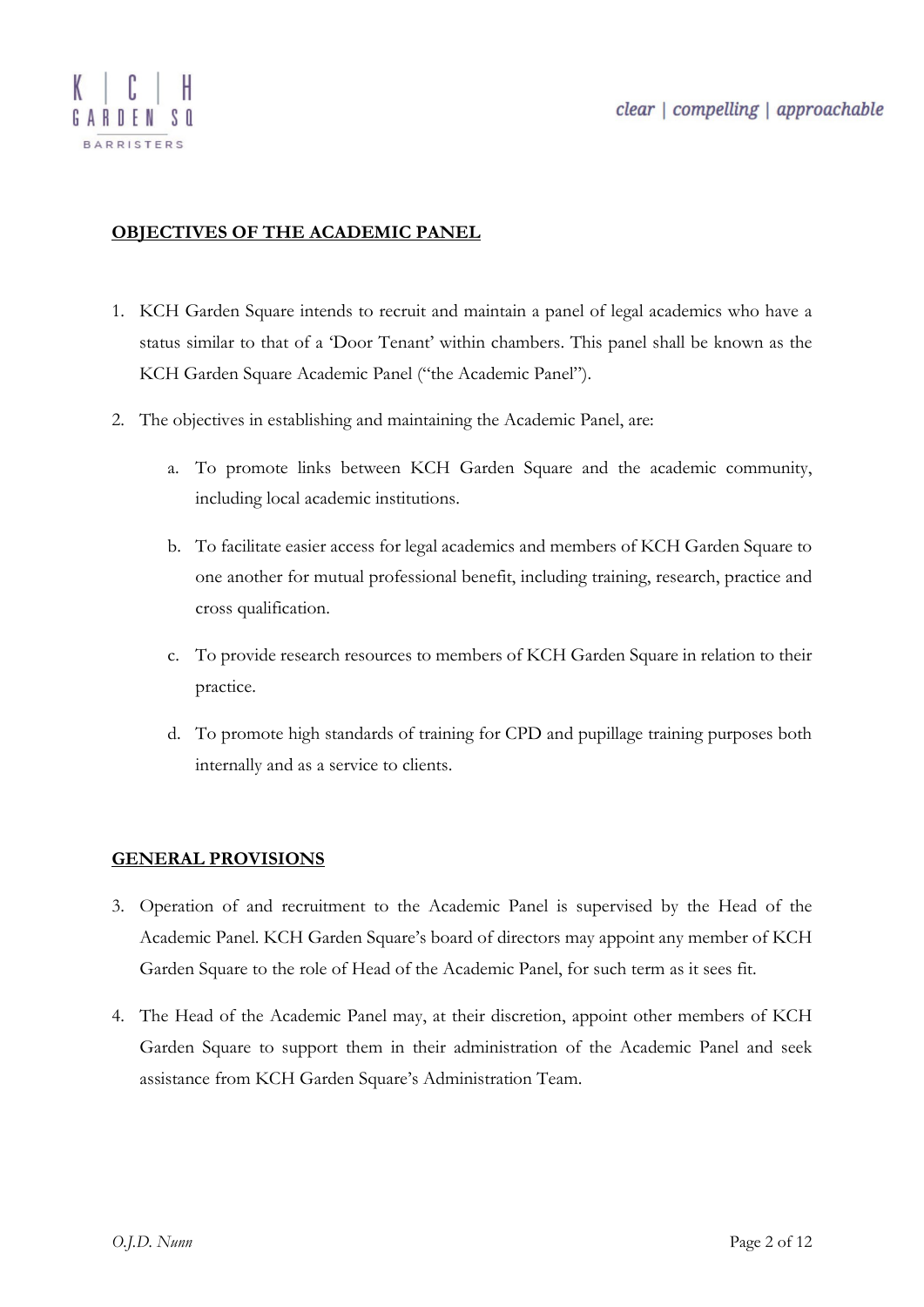## OBJECTIVES OF THE ACADEMIC PANEL

1. KCH Garden Square intends to recruit and maintain a panel of legal academics who have a status similar to that of a 'Door Tenant' within chambers. This panel shall be known as the KCH Garden Square Academic Panel ("the Academic Panel").

2. The objectives in establishing and maintaining the Academic Panel, are:

    a. To promote links between KCH Garden Square and the academic community, including local academic institutions.

    b. To facilitate easier access for legal academics and members of KCH Garden Square to one another for mutual professional benefit, including training, research, practice and cross qualification.

    c. To provide research resources to members of KCH Garden Square in relation to their practice.

    d. To promote high standards of training for CPD and pupillage training purposes both internally and as a service to clients.

## GENERAL PROVISIONS

3. Operation of and recruitment to the Academic Panel is supervised by the Head of the Academic Panel. KCH Garden Square's board of directors may appoint any member of KCH Garden Square to the role of Head of the Academic Panel, for such term as it sees fit.

4. The Head of the Academic Panel may, at their discretion, appoint other members of KCH Garden Square to support them in their administration of the Academic Panel and seek assistance from KCH Garden Square's Administration Team.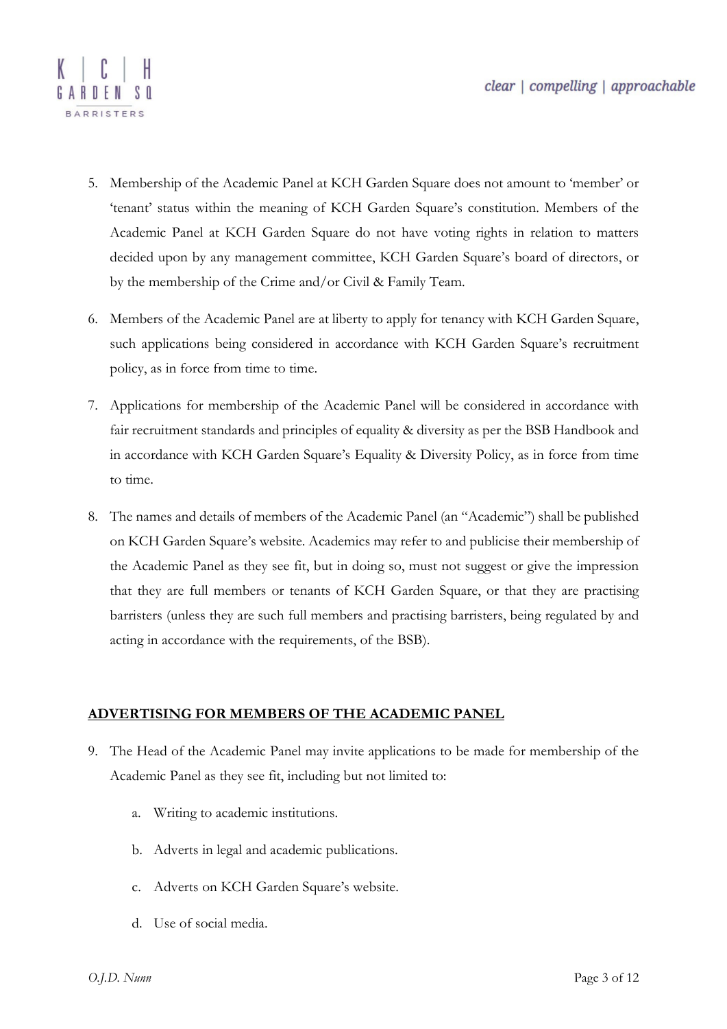5. Membership of the Academic Panel at KCH Garden Square does not amount to 'member' or 'tenant' status within the meaning of KCH Garden Square's constitution. Members of the Academic Panel at KCH Garden Square do not have voting rights in relation to matters decided upon by any management committee, KCH Garden Square's board of directors, or by the membership of the Crime and/or Civil & Family Team.

6. Members of the Academic Panel are at liberty to apply for tenancy with KCH Garden Square, such applications being considered in accordance with KCH Garden Square's recruitment policy, as in force from time to time.

7. Applications for membership of the Academic Panel will be considered in accordance with fair recruitment standards and principles of equality & diversity as per the BSB Handbook and in accordance with KCH Garden Square's Equality & Diversity Policy, as in force from time to time.

8. The names and details of members of the Academic Panel (an "Academic") shall be published on KCH Garden Square's website. Academics may refer to and publicise their membership of the Academic Panel as they see fit, but in doing so, must not suggest or give the impression that they are full members or tenants of KCH Garden Square, or that they are practising barristers (unless they are such full members and practising barristers, being regulated by and acting in accordance with the requirements, of the BSB).

## ADVERTISING FOR MEMBERS OF THE ACADEMIC PANEL

9. The Head of the Academic Panel may invite applications to be made for membership of the Academic Panel as they see fit, including but not limited to:

   a. Writing to academic institutions.

   b. Adverts in legal and academic publications.

   c. Adverts on KCH Garden Square's website.

   d. Use of social media.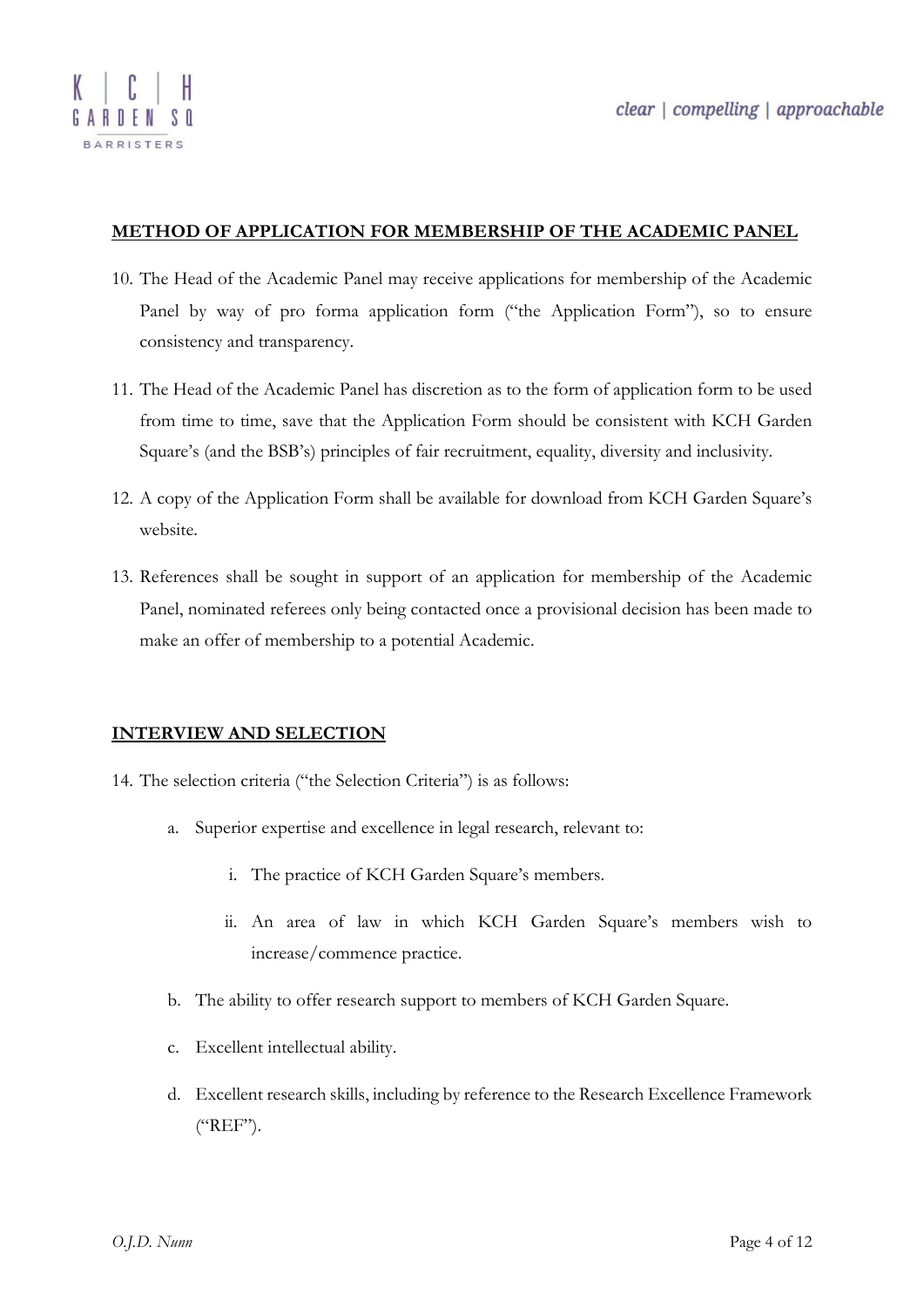## METHOD OF APPLICATION FOR MEMBERSHIP OF THE ACADEMIC PANEL

10. The Head of the Academic Panel may receive applications for membership of the Academic Panel by way of pro forma application form ("the Application Form"), so to ensure consistency and transparency.

11. The Head of the Academic Panel has discretion as to the form of application form to be used from time to time, save that the Application Form should be consistent with KCH Garden Square's (and the BSB's) principles of fair recruitment, equality, diversity and inclusivity.

12. A copy of the Application Form shall be available for download from KCH Garden Square's website.

13. References shall be sought in support of an application for membership of the Academic Panel, nominated referees only being contacted once a provisional decision has been made to make an offer of membership to a potential Academic.

## INTERVIEW AND SELECTION

14. The selection criteria ("the Selection Criteria") is as follows:

    a. Superior expertise and excellence in legal research, relevant to:

        i. The practice of KCH Garden Square's members.

        ii. An area of law in which KCH Garden Square's members wish to increase/commence practice.

    b. The ability to offer research support to members of KCH Garden Square.

    c. Excellent intellectual ability.

    d. Excellent research skills, including by reference to the Research Excellence Framework ("REF").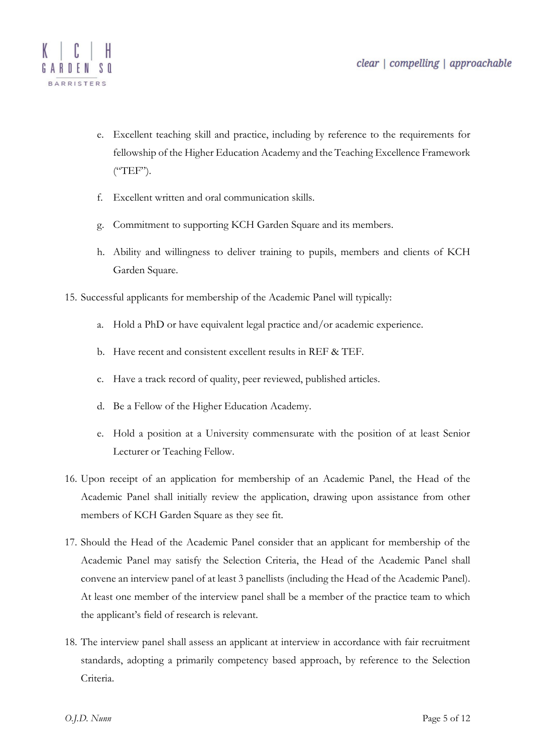e. Excellent teaching skill and practice, including by reference to the requirements for fellowship of the Higher Education Academy and the Teaching Excellence Framework ("TEF").

f. Excellent written and oral communication skills.

g. Commitment to supporting KCH Garden Square and its members.

h. Ability and willingness to deliver training to pupils, members and clients of KCH Garden Square.

15. Successful applicants for membership of the Academic Panel will typically:

    a. Hold a PhD or have equivalent legal practice and/or academic experience.

    b. Have recent and consistent excellent results in REF & TEF.

    c. Have a track record of quality, peer reviewed, published articles.

    d. Be a Fellow of the Higher Education Academy.

    e. Hold a position at a University commensurate with the position of at least Senior Lecturer or Teaching Fellow.

16. Upon receipt of an application for membership of an Academic Panel, the Head of the Academic Panel shall initially review the application, drawing upon assistance from other members of KCH Garden Square as they see fit.

17. Should the Head of the Academic Panel consider that an applicant for membership of the Academic Panel may satisfy the Selection Criteria, the Head of the Academic Panel shall convene an interview panel of at least 3 panellists (including the Head of the Academic Panel). At least one member of the interview panel shall be a member of the practice team to which the applicant's field of research is relevant.

18. The interview panel shall assess an applicant at interview in accordance with fair recruitment standards, adopting a primarily competency based approach, by reference to the Selection Criteria.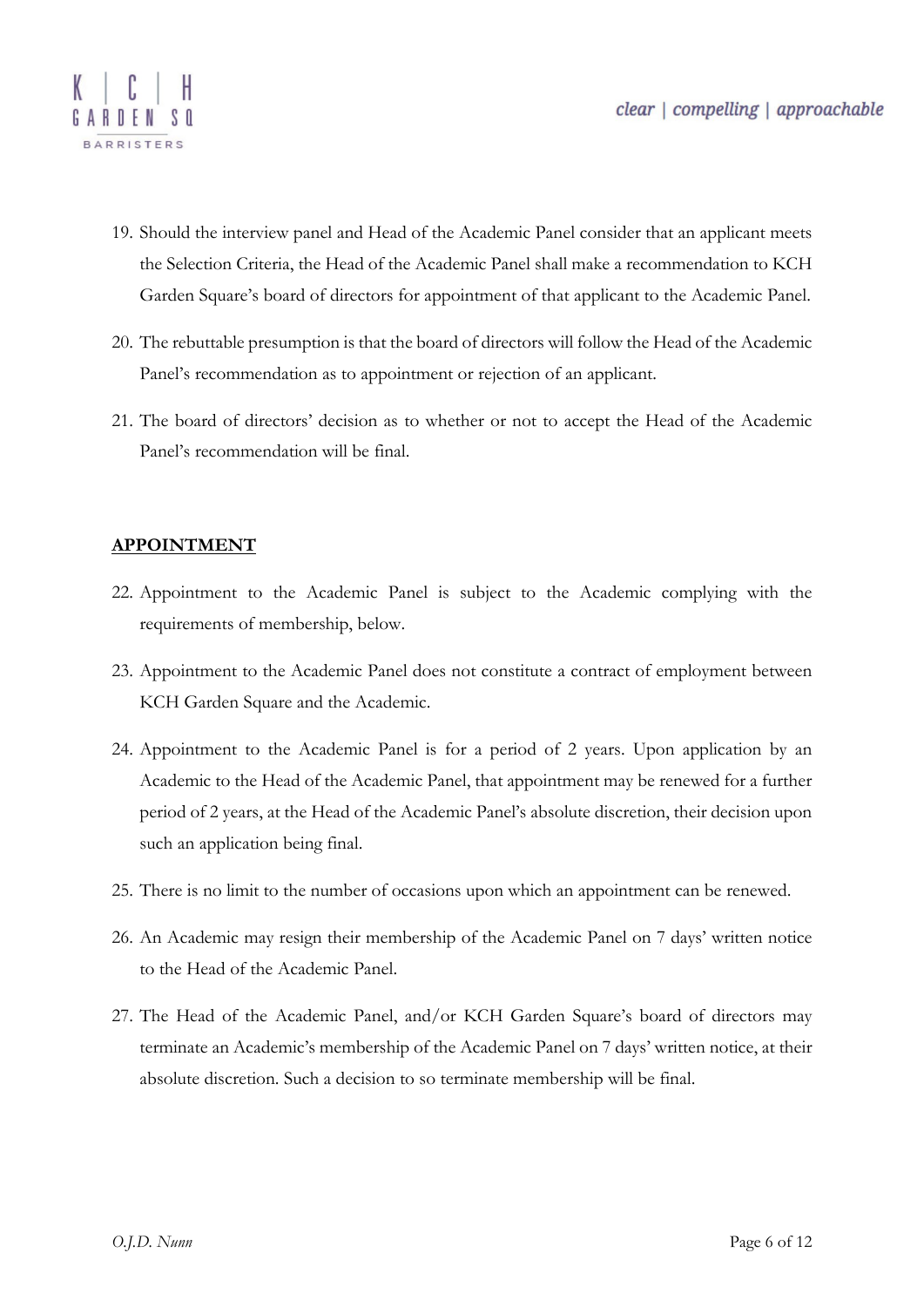19. Should the interview panel and Head of the Academic Panel consider that an applicant meets the Selection Criteria, the Head of the Academic Panel shall make a recommendation to KCH Garden Square's board of directors for appointment of that applicant to the Academic Panel.

20. The rebuttable presumption is that the board of directors will follow the Head of the Academic Panel's recommendation as to appointment or rejection of an applicant.

21. The board of directors' decision as to whether or not to accept the Head of the Academic Panel's recommendation will be final.

## APPOINTMENT

22. Appointment to the Academic Panel is subject to the Academic complying with the requirements of membership, below.

23. Appointment to the Academic Panel does not constitute a contract of employment between KCH Garden Square and the Academic.

24. Appointment to the Academic Panel is for a period of 2 years. Upon application by an Academic to the Head of the Academic Panel, that appointment may be renewed for a further period of 2 years, at the Head of the Academic Panel's absolute discretion, their decision upon such an application being final.

25. There is no limit to the number of occasions upon which an appointment can be renewed.

26. An Academic may resign their membership of the Academic Panel on 7 days' written notice to the Head of the Academic Panel.

27. The Head of the Academic Panel, and/or KCH Garden Square's board of directors may terminate an Academic's membership of the Academic Panel on 7 days' written notice, at their absolute discretion. Such a decision to so terminate membership will be final.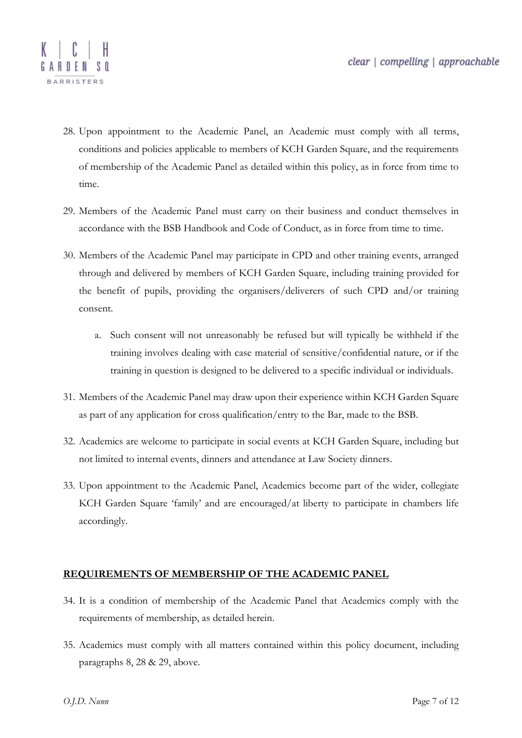28. Upon appointment to the Academic Panel, an Academic must comply with all terms, conditions and policies applicable to members of KCH Garden Square, and the requirements of membership of the Academic Panel as detailed within this policy, as in force from time to time.

29. Members of the Academic Panel must carry on their business and conduct themselves in accordance with the BSB Handbook and Code of Conduct, as in force from time to time.

30. Members of the Academic Panel may participate in CPD and other training events, arranged through and delivered by members of KCH Garden Square, including training provided for the benefit of pupils, providing the organisers/deliverers of such CPD and/or training consent.

    a. Such consent will not unreasonably be refused but will typically be withheld if the training involves dealing with case material of sensitive/confidential nature, or if the training in question is designed to be delivered to a specific individual or individuals.

31. Members of the Academic Panel may draw upon their experience within KCH Garden Square as part of any application for cross qualification/entry to the Bar, made to the BSB.

32. Academics are welcome to participate in social events at KCH Garden Square, including but not limited to internal events, dinners and attendance at Law Society dinners.

33. Upon appointment to the Academic Panel, Academics become part of the wider, collegiate KCH Garden Square 'family' and are encouraged/at liberty to participate in chambers life accordingly.

## REQUIREMENTS OF MEMBERSHIP OF THE ACADEMIC PANEL

34. It is a condition of membership of the Academic Panel that Academics comply with the requirements of membership, as detailed herein.

35. Academics must comply with all matters contained within this policy document, including paragraphs 8, 28 & 29, above.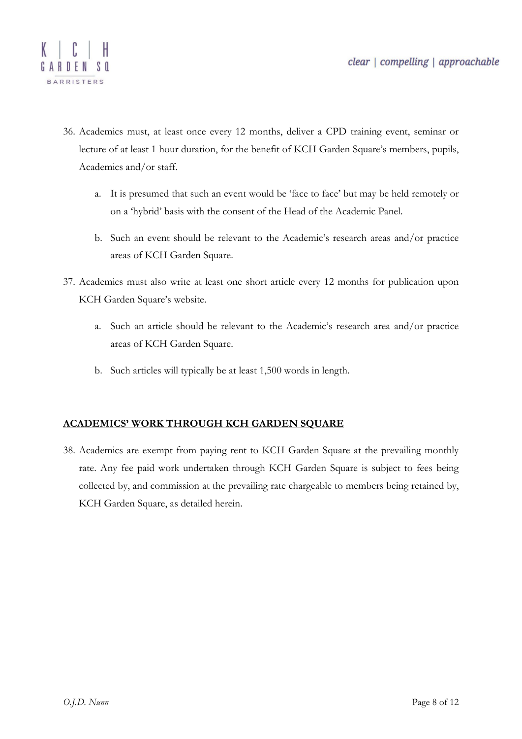36. Academics must, at least once every 12 months, deliver a CPD training event, seminar or lecture of at least 1 hour duration, for the benefit of KCH Garden Square's members, pupils, Academics and/or staff.

    a. It is presumed that such an event would be 'face to face' but may be held remotely or on a 'hybrid' basis with the consent of the Head of the Academic Panel.

    b. Such an event should be relevant to the Academic's research areas and/or practice areas of KCH Garden Square.

37. Academics must also write at least one short article every 12 months for publication upon KCH Garden Square's website.

    a. Such an article should be relevant to the Academic's research area and/or practice areas of KCH Garden Square.

    b. Such articles will typically be at least 1,500 words in length.

## <u>**ACADEMICS' WORK THROUGH KCH GARDEN SQUARE**</u>

38. Academics are exempt from paying rent to KCH Garden Square at the prevailing monthly rate. Any fee paid work undertaken through KCH Garden Square is subject to fees being collected by, and commission at the prevailing rate chargeable to members being retained by, KCH Garden Square, as detailed herein.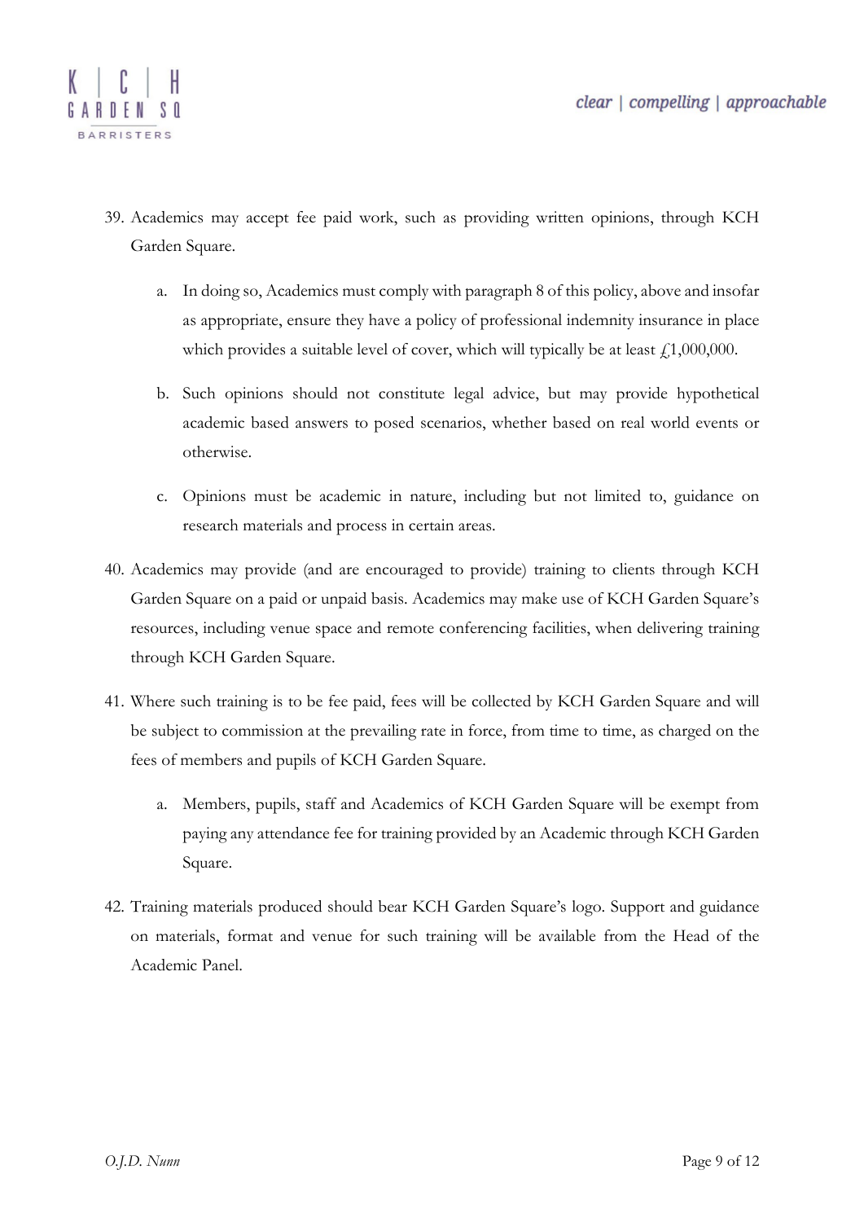39. Academics may accept fee paid work, such as providing written opinions, through KCH Garden Square.
    a. In doing so, Academics must comply with paragraph 8 of this policy, above and insofar as appropriate, ensure they have a policy of professional indemnity insurance in place which provides a suitable level of cover, which will typically be at least £1,000,000.
    b. Such opinions should not constitute legal advice, but may provide hypothetical academic based answers to posed scenarios, whether based on real world events or otherwise.
    c. Opinions must be academic in nature, including but not limited to, guidance on research materials and process in certain areas.
40. Academics may provide (and are encouraged to provide) training to clients through KCH Garden Square on a paid or unpaid basis. Academics may make use of KCH Garden Square's resources, including venue space and remote conferencing facilities, when delivering training through KCH Garden Square.
41. Where such training is to be fee paid, fees will be collected by KCH Garden Square and will be subject to commission at the prevailing rate in force, from time to time, as charged on the fees of members and pupils of KCH Garden Square.
    a. Members, pupils, staff and Academics of KCH Garden Square will be exempt from paying any attendance fee for training provided by an Academic through KCH Garden Square.
42. Training materials produced should bear KCH Garden Square's logo. Support and guidance on materials, format and venue for such training will be available from the Head of the Academic Panel.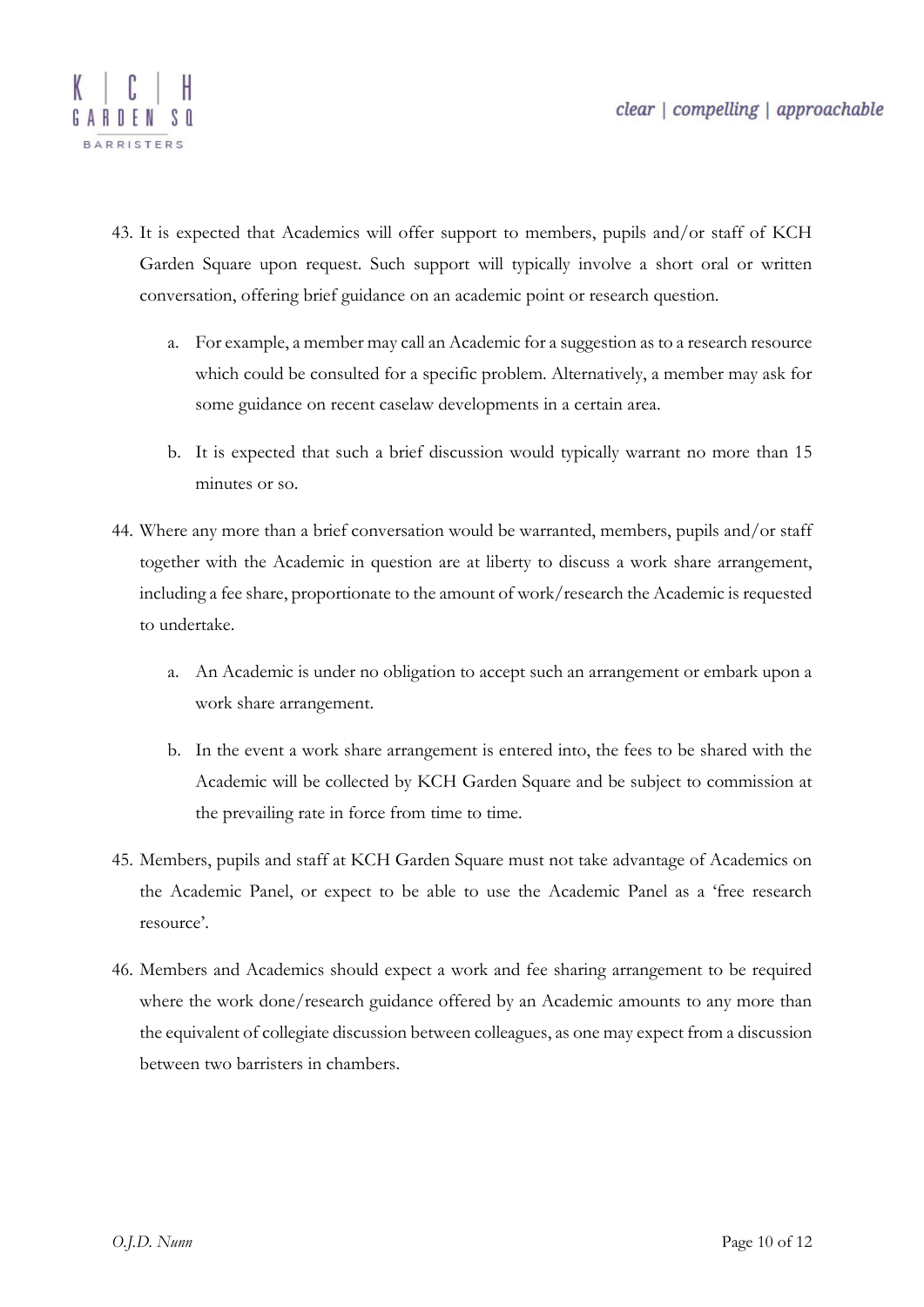43. It is expected that Academics will offer support to members, pupils and/or staff of KCH Garden Square upon request. Such support will typically involve a short oral or written conversation, offering brief guidance on an academic point or research question.

    a. For example, a member may call an Academic for a suggestion as to a research resource which could be consulted for a specific problem. Alternatively, a member may ask for some guidance on recent caselaw developments in a certain area.

    b. It is expected that such a brief discussion would typically warrant no more than 15 minutes or so.

44. Where any more than a brief conversation would be warranted, members, pupils and/or staff together with the Academic in question are at liberty to discuss a work share arrangement, including a fee share, proportionate to the amount of work/research the Academic is requested to undertake.

    a. An Academic is under no obligation to accept such an arrangement or embark upon a work share arrangement.

    b. In the event a work share arrangement is entered into, the fees to be shared with the Academic will be collected by KCH Garden Square and be subject to commission at the prevailing rate in force from time to time.

45. Members, pupils and staff at KCH Garden Square must not take advantage of Academics on the Academic Panel, or expect to be able to use the Academic Panel as a 'free research resource'.

46. Members and Academics should expect a work and fee sharing arrangement to be required where the work done/research guidance offered by an Academic amounts to any more than the equivalent of collegiate discussion between colleagues, as one may expect from a discussion between two barristers in chambers.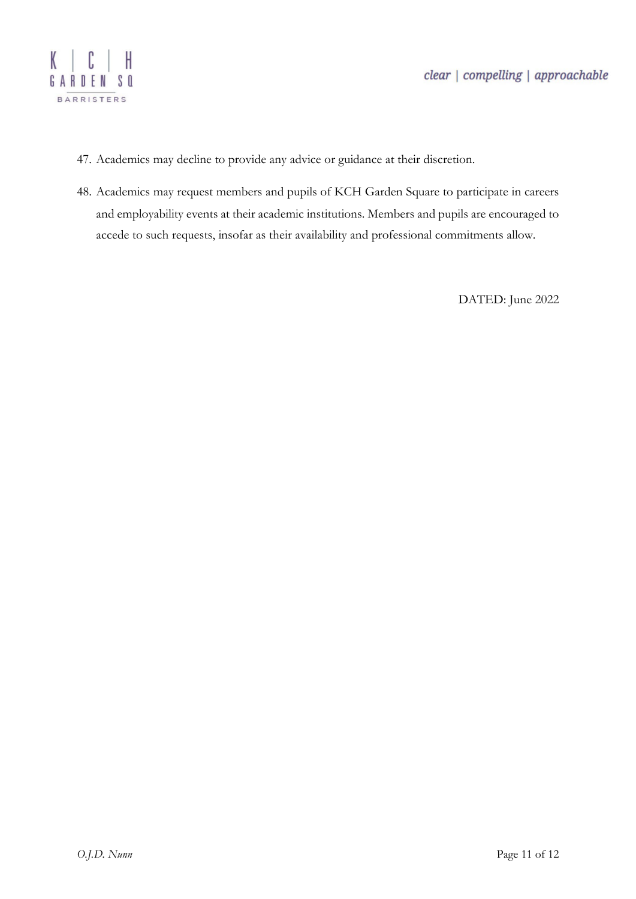47. Academics may decline to provide any advice or guidance at their discretion.

48. Academics may request members and pupils of KCH Garden Square to participate in careers and employability events at their academic institutions. Members and pupils are encouraged to accede to such requests, insofar as their availability and professional commitments allow.

DATED: June 2022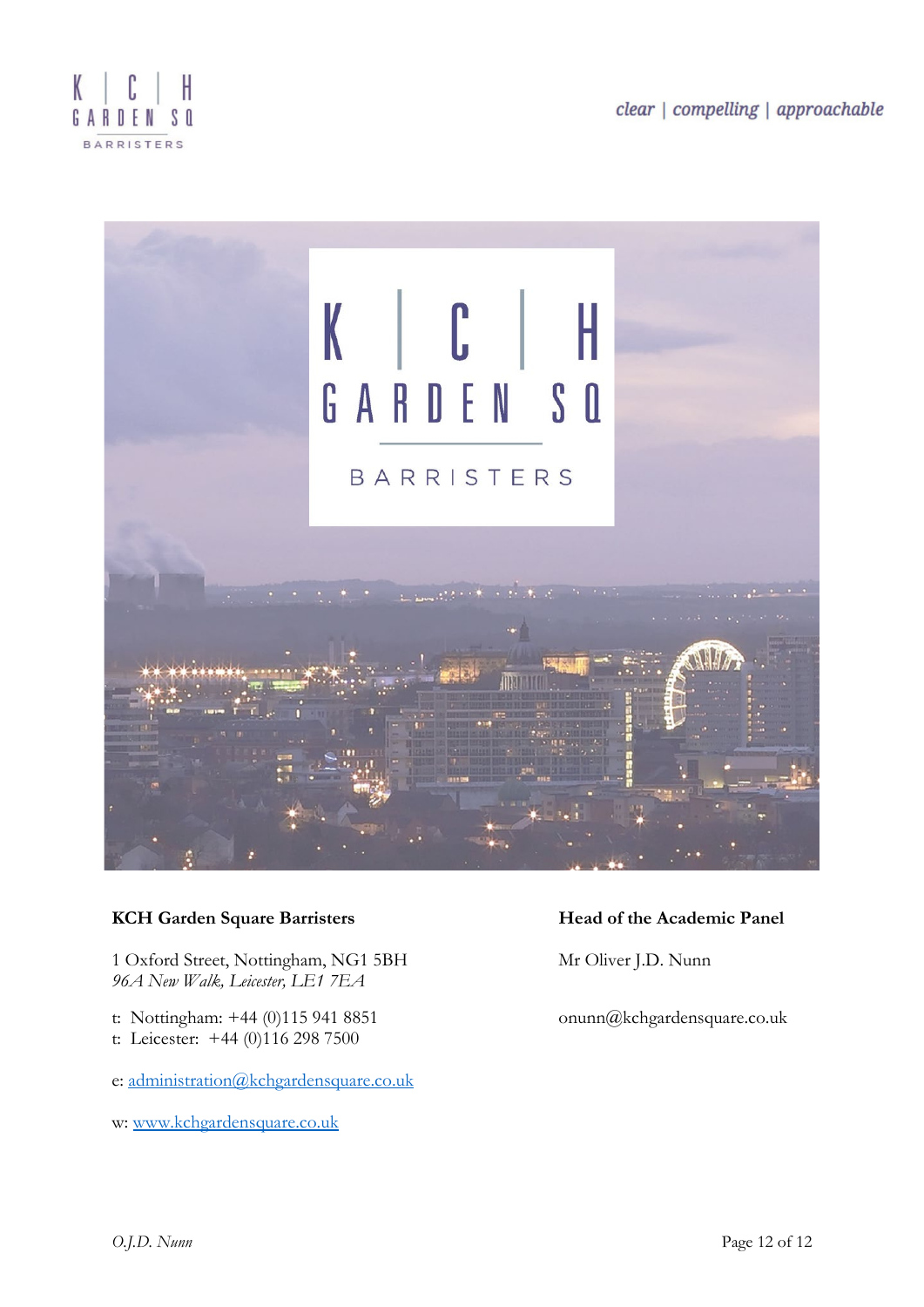**KCH Garden Square Barristers**

1 Oxford Street, Nottingham, NG1 5BH
*96A New Walk, Leicester, LE1 7EA*

t: Nottingham: +44 (0)115 941 8851
t: Leicester: +44 (0)116 298 7500

e: administration@kchgardensquare.co.uk

w: www.kchgardensquare.co.uk

**Head of the Academic Panel**

Mr Oliver J.D. Nunn

onunn@kchgardensquare.co.uk